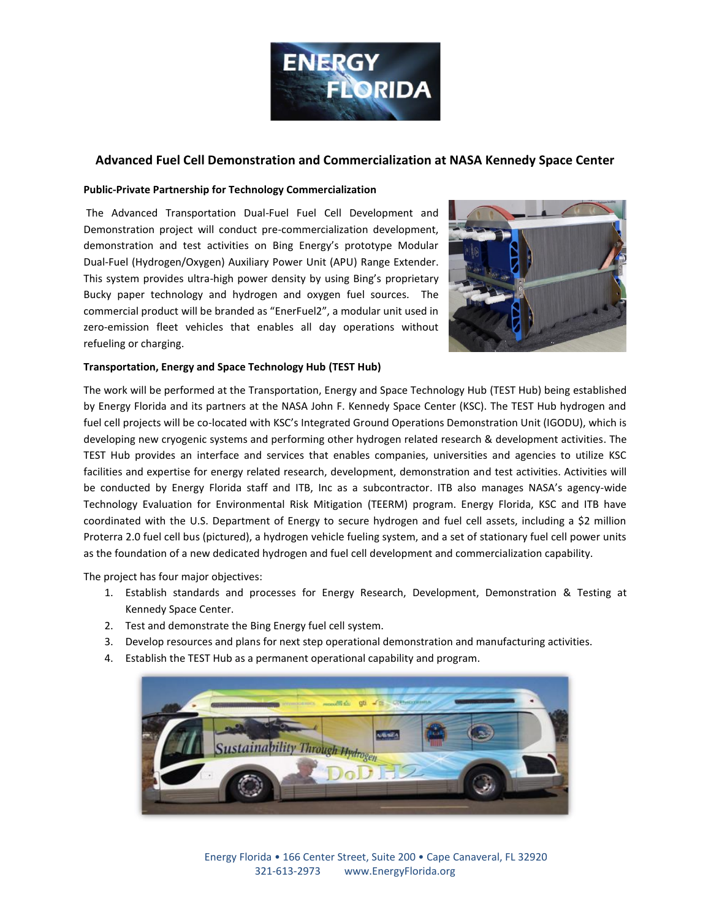# Advanced Fuel Cell Demonstration and Commercialization at NASA Kennedy Space Center

## Public-Private Partnership for Technology Commercialization

The Advanced Transportation Dual-Fuel Fuel Cell Development and Demonstration project will conduct pre-commercialization development, demonstration and test activities on Bing Energy's prototype Modular Dual-Fuel (Hydrogen/Oxygen) Auxiliary Power Unit (APU) Range Extender. This system provides ultra-high power density by using Bing's proprietary Bucky paper technology and hydrogen and oxygen fuel sources. The commercial product will be branded as "EnerFuel2", a modular unit used in zero-emission fleet vehicles that enables all day operations without refueling or charging.

## Transportation, Energy and Space Technology Hub (TEST Hub)

The work will be performed at the Transportation, Energy and Space Technology Hub (TEST Hub) being established by Energy Florida and its partners at the NASA John F. Kennedy Space Center (KSC). The TEST Hub hydrogen and fuel cell projects will be co-located with KSC's Integrated Ground Operations Demonstration Unit (IGODU), which is developing new cryogenic systems and performing other hydrogen related research & development activities. The TEST Hub provides an interface and services that enables companies, universities and agencies to utilize KSC facilities and expertise for energy related research, development, demonstration and test activities. Activities will be conducted by Energy Florida staff and ITB, Inc as a subcontractor. ITB also manages NASA's agency-wide Technology Evaluation for Environmental Risk Mitigation (TEERM) program. Energy Florida, KSC and ITB have coordinated with the U.S. Department of Energy to secure hydrogen and fuel cell assets, including a $2 million Proterra 2.0 fuel cell bus (pictured), a hydrogen vehicle fueling system, and a set of stationary fuel cell power units as the foundation of a new dedicated hydrogen and fuel cell development and commercialization capability.

The project has four major objectives:

1. Establish standards and processes for Energy Research, Development, Demonstration & Testing at Kennedy Space Center.
2. Test and demonstrate the Bing Energy fuel cell system.
3. Develop resources and plans for next step operational demonstration and manufacturing activities.
4. Establish the TEST Hub as a permanent operational capability and program.

Energy Florida • 166 Center Street, Suite 200 • Cape Canaveral, FL 32920
321-613-2973 www.EnergyFlorida.org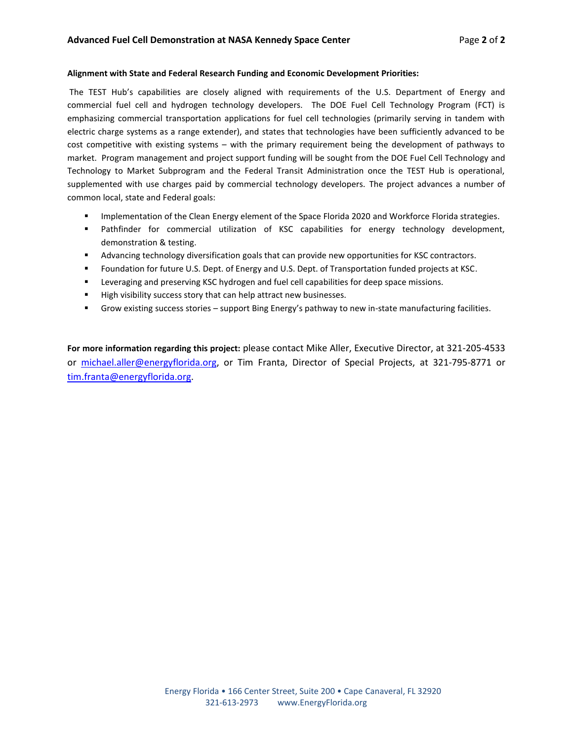**Alignment with State and Federal Research Funding and Economic Development Priorities:**

The TEST Hub's capabilities are closely aligned with requirements of the U.S. Department of Energy and commercial fuel cell and hydrogen technology developers. The DOE Fuel Cell Technology Program (FCT) is emphasizing commercial transportation applications for fuel cell technologies (primarily serving in tandem with electric charge systems as a range extender), and states that technologies have been sufficiently advanced to be cost competitive with existing systems – with the primary requirement being the development of pathways to market. Program management and project support funding will be sought from the DOE Fuel Cell Technology and Technology to Market Subprogram and the Federal Transit Administration once the TEST Hub is operational, supplemented with use charges paid by commercial technology developers. The project advances a number of common local, state and Federal goals:

- Implementation of the Clean Energy element of the Space Florida 2020 and Workforce Florida strategies.
- Pathfinder for commercial utilization of KSC capabilities for energy technology development, demonstration & testing.
- Advancing technology diversification goals that can provide new opportunities for KSC contractors.
- Foundation for future U.S. Dept. of Energy and U.S. Dept. of Transportation funded projects at KSC.
- Leveraging and preserving KSC hydrogen and fuel cell capabilities for deep space missions.
- High visibility success story that can help attract new businesses.
- Grow existing success stories – support Bing Energy's pathway to new in-state manufacturing facilities.

**For more information regarding this project:** please contact Mike Aller, Executive Director, at 321-205-4533 or michael.aller@energyflorida.org, or Tim Franta, Director of Special Projects, at 321-795-8771 or tim.franta@energyflorida.org.

Energy Florida • 166 Center Street, Suite 200 • Cape Canaveral, FL 32920
321-613-2973 www.EnergyFlorida.org